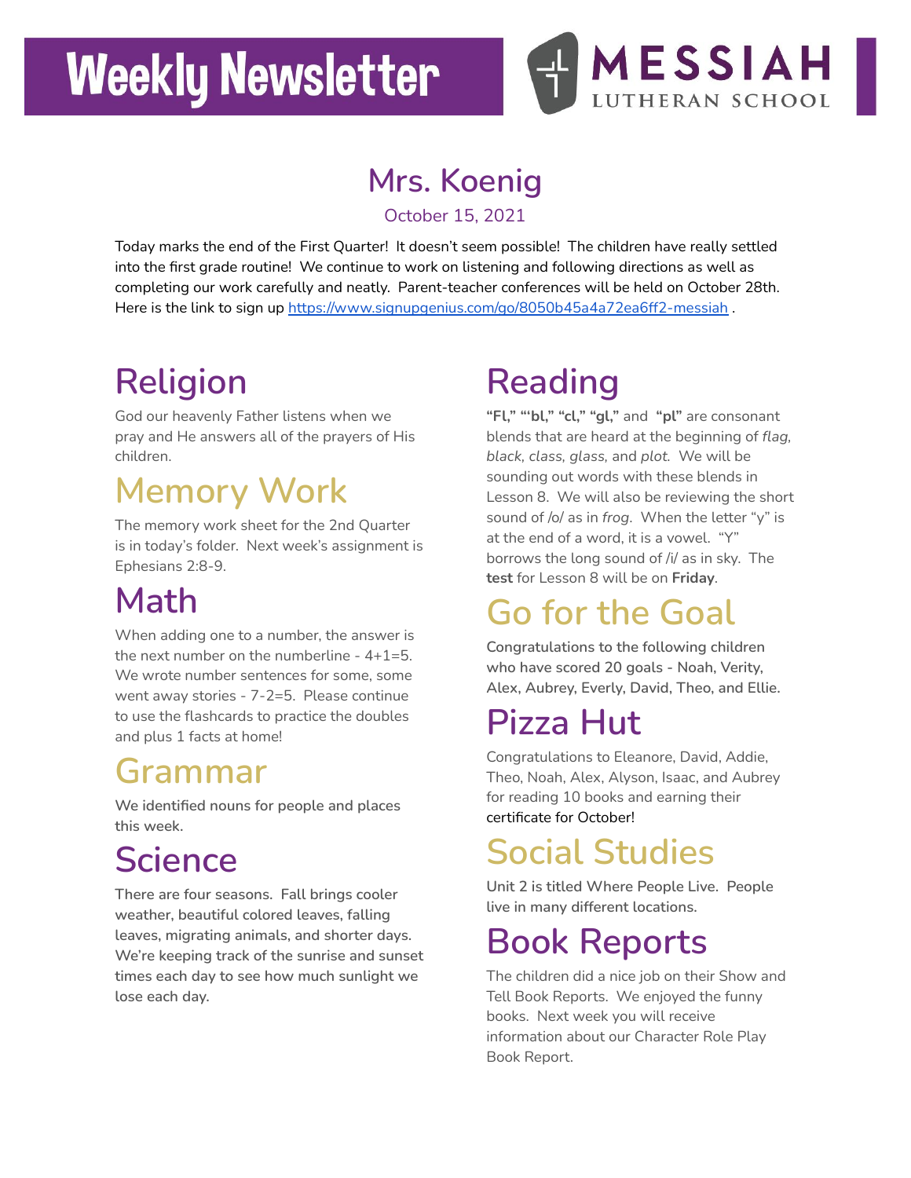# Weekly Newsletter

MESSIAH LUTHERAN SCHOOL

## Mrs. Koenig

October 15, 2021

Today marks the end of the First Quarter! It doesn't seem possible! The children have really settled into the first grade routine! We continue to work on listening and following directions as well as completing our work carefully and neatly. Parent-teacher conferences will be held on October 28th. Here is the link to sign up [https://www.signupgenius.com/go/8050b45a4a72ea6ff2-messiah](https://www.signupgenius.com/go/8050b45a4a72ea6ff2-messiah) .

## Religion

God our heavenly Father listens when we pray and He answers all of the prayers of His children.

## Memory Work

The memory work sheet for the 2nd Quarter is in today's folder. Next week's assignment is Ephesians 2:8-9.

## Math

When adding one to a number, the answer is the next number on the numberline - 4+1=5. We wrote number sentences for some, some went away stories - 7-2=5. Please continue to use the flashcards to practice the doubles and plus 1 facts at home!

## Grammar

We identified nouns for people and places this week.

## Science

There are four seasons. Fall brings cooler weather, beautiful colored leaves, falling leaves, migrating animals, and shorter days. We're keeping track of the sunrise and sunset times each day to see how much sunlight we lose each day.

## Reading

**"Fl," "'bl," "cl," "gl,"** and **"pl"** are consonant blends that are heard at the beginning of *flag, black, class, glass,* and *plot.* We will be sounding out words with these blends in Lesson 8. We will also be reviewing the short sound of /o/ as in *frog*. When the letter "y" is at the end of a word, it is a vowel. "Y" borrows the long sound of /i/ as in sky. The **test** for Lesson 8 will be on **Friday**.

## Go for the Goal

Congratulations to the following children who have scored 20 goals - Noah, Verity, Alex, Aubrey, Everly, David, Theo, and Ellie.

## Pizza Hut

Congratulations to Eleanore, David, Addie, Theo, Noah, Alex, Alyson, Isaac, and Aubrey for reading 10 books and earning their certificate for October!

## Social Studies

Unit 2 is titled Where People Live. People live in many different locations.

## Book Reports

The children did a nice job on their Show and Tell Book Reports. We enjoyed the funny books. Next week you will receive information about our Character Role Play Book Report.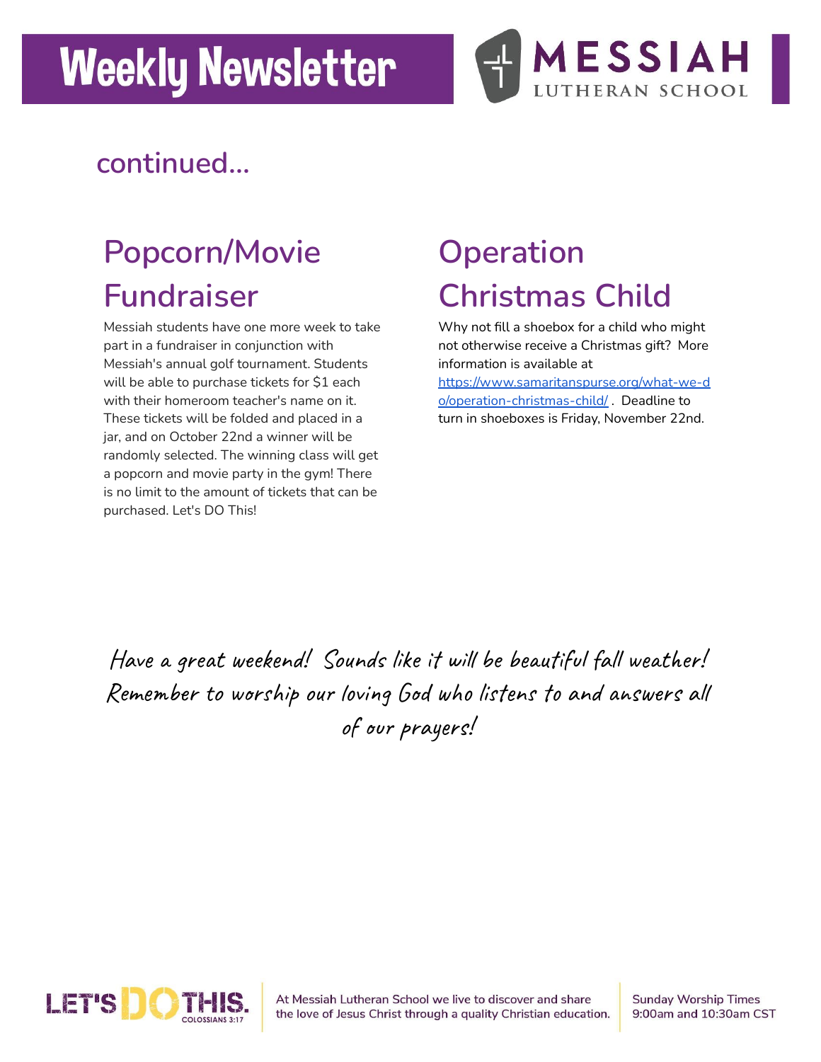continued...

## Popcorn/Movie Fundraiser

Messiah students have one more week to take part in a fundraiser in conjunction with Messiah's annual golf tournament. Students will be able to purchase tickets for $1 each with their homeroom teacher's name on it. These tickets will be folded and placed in a jar, and on October 22nd a winner will be randomly selected. The winning class will get a popcorn and movie party in the gym! There is no limit to the amount of tickets that can be purchased. Let's DO This!

## Operation Christmas Child

Why not fill a shoebox for a child who might not otherwise receive a Christmas gift? More information is available at [https://www.samaritanspurse.org/what-we-do/operation-christmas-child/](https://www.samaritanspurse.org/what-we-do/operation-christmas-child/) . Deadline to turn in shoeboxes is Friday, November 22nd.

*Have a great weekend! Sounds like it will be beautiful fall weather! Remember to worship our loving God who listens to and answers all of our prayers!*

LET'S DO THIS. COLOSSIANS 3:17

At Messiah Lutheran School we live to discover and share the love of Jesus Christ through a quality Christian education.

Sunday Worship Times
9:00am and 10:30am CST